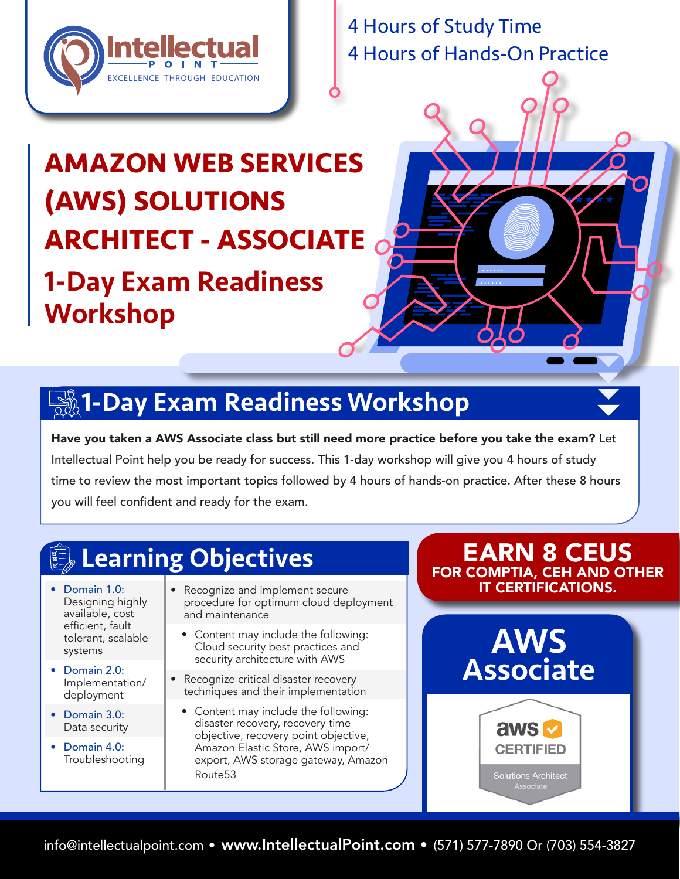Intellectual Point
EXCELLENCE THROUGH EDUCATION

4 Hours of Study Time
4 Hours of Hands-On Practice

# AMAZON WEB SERVICES (AWS) SOLUTIONS ARCHITECT - ASSOCIATE

## 1-Day Exam Readiness Workshop

## 1-Day Exam Readiness Workshop

**Have you taken a AWS Associate class but still need more practice before you take the exam?** Let Intellectual Point help you be ready for success. This 1-day workshop will give you 4 hours of study time to review the most important topics followed by 4 hours of hands-on practice. After these 8 hours you will feel confident and ready for the exam.

## Learning Objectives

- Domain 1.0: Designing highly available, cost efficient, fault tolerant, scalable systems
- Domain 2.0: Implementation/ deployment
- Domain 3.0: Data security
- Domain 4.0: Troubleshooting

- Recognize and implement secure procedure for optimum cloud deployment and maintenance
  - Content may include the following: Cloud security best practices and security architecture with AWS
- Recognize critical disaster recovery techniques and their implementation
  - Content may include the following: disaster recovery, recovery time objective, recovery point objective, Amazon Elastic Store, AWS import/ export, AWS storage gateway, Amazon Route53

## EARN 8 CEUS
**FOR COMPTIA, CEH AND OTHER IT CERTIFICATIONS.**

## AWS Associate

aws CERTIFIED
Solutions Architect
Associate

info@intellectualpoint.com • **www.IntellectualPoint.com** • (571) 577-7890 Or (703) 554-3827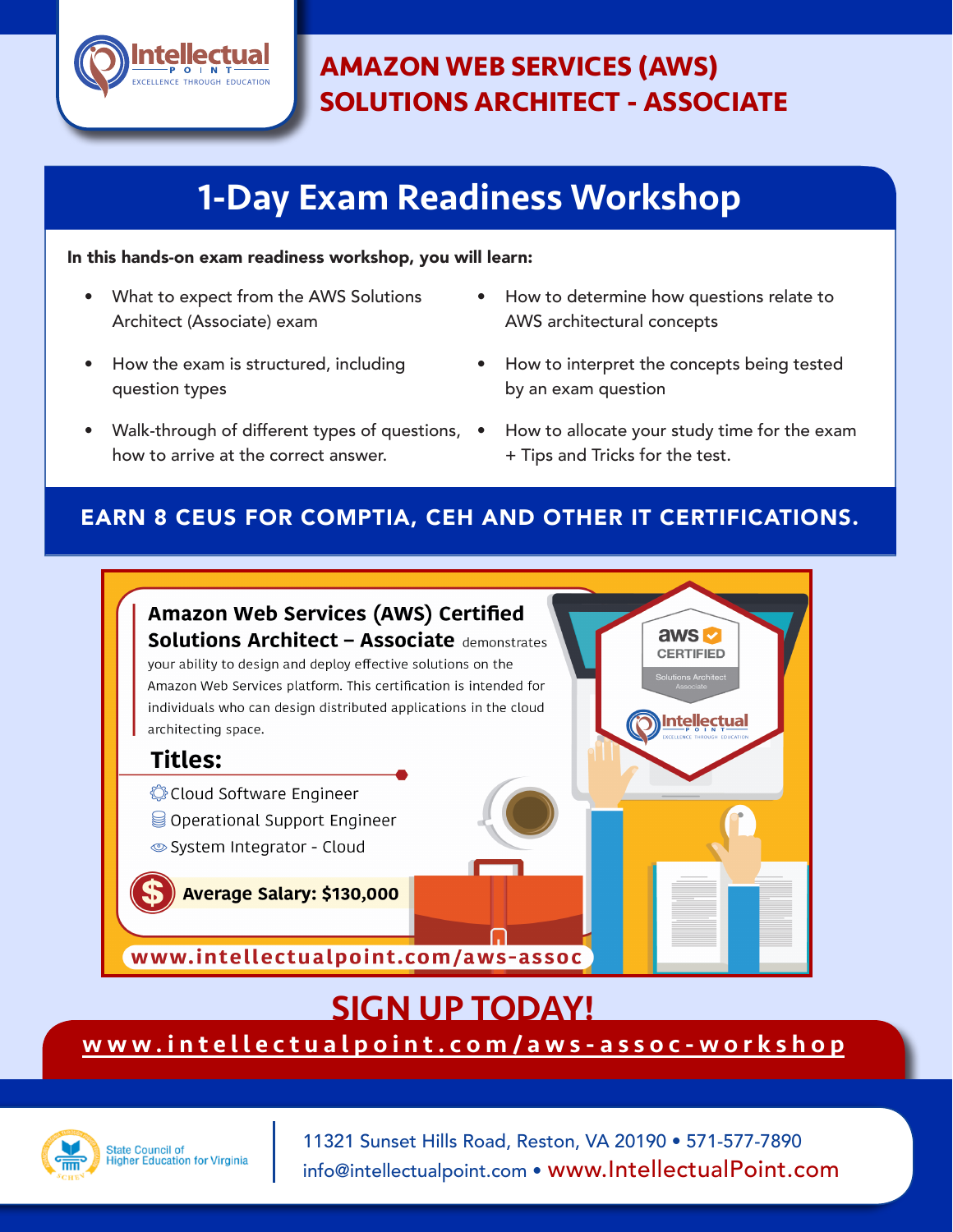Intellectual POINT
EXCELLENCE THROUGH EDUCATION

# AMAZON WEB SERVICES (AWS) SOLUTIONS ARCHITECT - ASSOCIATE

## 1-Day Exam Readiness Workshop

**In this hands-on exam readiness workshop, you will learn:**

- What to expect from the AWS Solutions Architect (Associate) exam
- How the exam is structured, including question types
- Walk-through of different types of questions, how to arrive at the correct answer.
- How to determine how questions relate to AWS architectural concepts
- How to interpret the concepts being tested by an exam question
- How to allocate your study time for the exam + Tips and Tricks for the test.

**EARN 8 CEUS FOR COMPTIA, CEH AND OTHER IT CERTIFICATIONS.**

**Amazon Web Services (AWS) Certified Solutions Architect – Associate** demonstrates your ability to design and deploy effective solutions on the Amazon Web Services platform. This certification is intended for individuals who can design distributed applications in the cloud architecting space.

### Titles:

- Cloud Software Engineer
- Operational Support Engineer
- System Integrator - Cloud

**Average Salary: $130,000**

www.intellectualpoint.com/aws-assoc

aws CERTIFIED
Solutions Architect
Associate

## SIGN UP TODAY!

www.intellectualpoint.com/aws-assoc-workshop

State Council of Higher Education for Virginia

11321 Sunset Hills Road, Reston, VA 20190 • 571-577-7890
info@intellectualpoint.com • www.IntellectualPoint.com